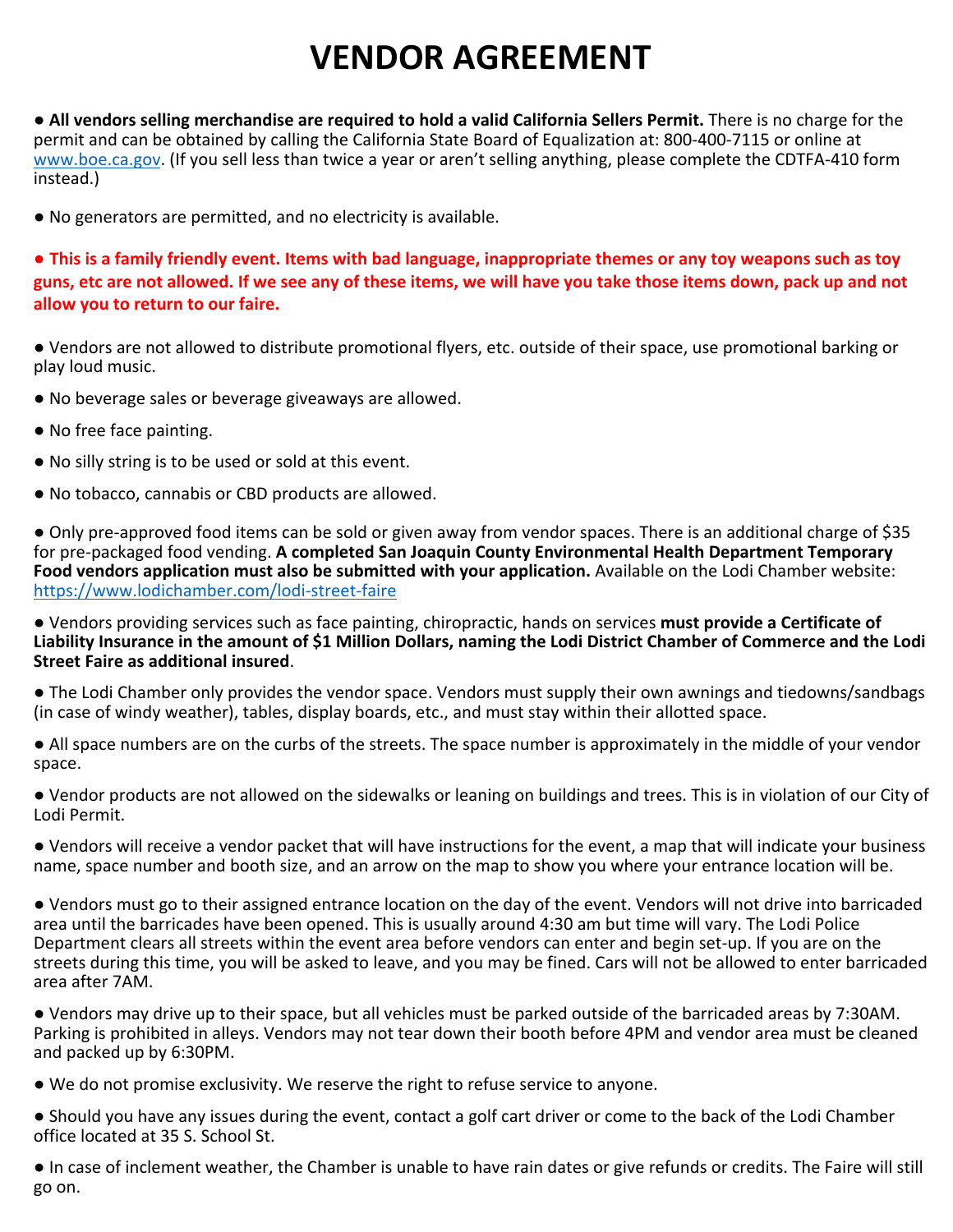# VENDOR AGREEMENT

● **All vendors selling merchandise are required to hold a valid California Sellers Permit.** There is no charge for the permit and can be obtained by calling the California State Board of Equalization at: 800-400-7115 or online at [www.boe.ca.gov](http://www.boe.ca.gov). (If you sell less than twice a year or aren't selling anything, please complete the CDTFA-410 form instead.)

● No generators are permitted, and no electricity is available.

**● This is a family friendly event. Items with bad language, inappropriate themes or any toy weapons such as toy guns, etc are not allowed. If we see any of these items, we will have you take those items down, pack up and not allow you to return to our faire.**

● Vendors are not allowed to distribute promotional flyers, etc. outside of their space, use promotional barking or play loud music.

● No beverage sales or beverage giveaways are allowed.

● No free face painting.

● No silly string is to be used or sold at this event.

● No tobacco, cannabis or CBD products are allowed.

● Only pre-approved food items can be sold or given away from vendor spaces. There is an additional charge of $35 for pre-packaged food vending. **A completed San Joaquin County Environmental Health Department Temporary Food vendors application must also be submitted with your application.** Available on the Lodi Chamber website: [https://www.lodichamber.com/lodi-street-faire](https://www.lodichamber.com/lodi-street-faire)

● Vendors providing services such as face painting, chiropractic, hands on services **must provide a Certificate of Liability Insurance in the amount of $1 Million Dollars, naming the Lodi District Chamber of Commerce and the Lodi Street Faire as additional insured**.

● The Lodi Chamber only provides the vendor space. Vendors must supply their own awnings and tiedowns/sandbags (in case of windy weather), tables, display boards, etc., and must stay within their allotted space.

● All space numbers are on the curbs of the streets. The space number is approximately in the middle of your vendor space.

● Vendor products are not allowed on the sidewalks or leaning on buildings and trees. This is in violation of our City of Lodi Permit.

● Vendors will receive a vendor packet that will have instructions for the event, a map that will indicate your business name, space number and booth size, and an arrow on the map to show you where your entrance location will be.

● Vendors must go to their assigned entrance location on the day of the event. Vendors will not drive into barricaded area until the barricades have been opened. This is usually around 4:30 am but time will vary. The Lodi Police Department clears all streets within the event area before vendors can enter and begin set-up. If you are on the streets during this time, you will be asked to leave, and you may be fined. Cars will not be allowed to enter barricaded area after 7AM.

● Vendors may drive up to their space, but all vehicles must be parked outside of the barricaded areas by 7:30AM. Parking is prohibited in alleys. Vendors may not tear down their booth before 4PM and vendor area must be cleaned and packed up by 6:30PM.

● We do not promise exclusivity. We reserve the right to refuse service to anyone.

● Should you have any issues during the event, contact a golf cart driver or come to the back of the Lodi Chamber office located at 35 S. School St.

● In case of inclement weather, the Chamber is unable to have rain dates or give refunds or credits. The Faire will still go on.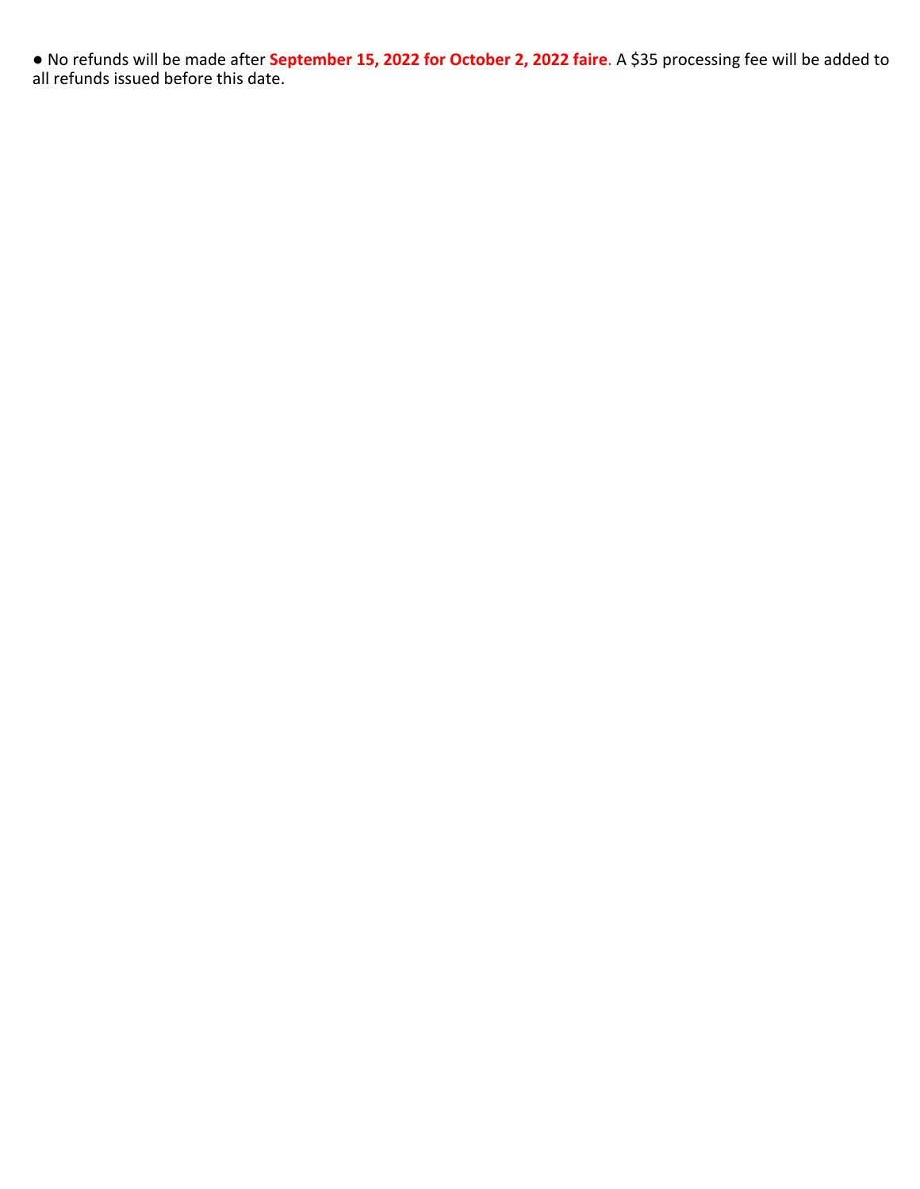- No refunds will be made after **September 15, 2022 for October 2, 2022 faire**. A $35 processing fee will be added to all refunds issued before this date.